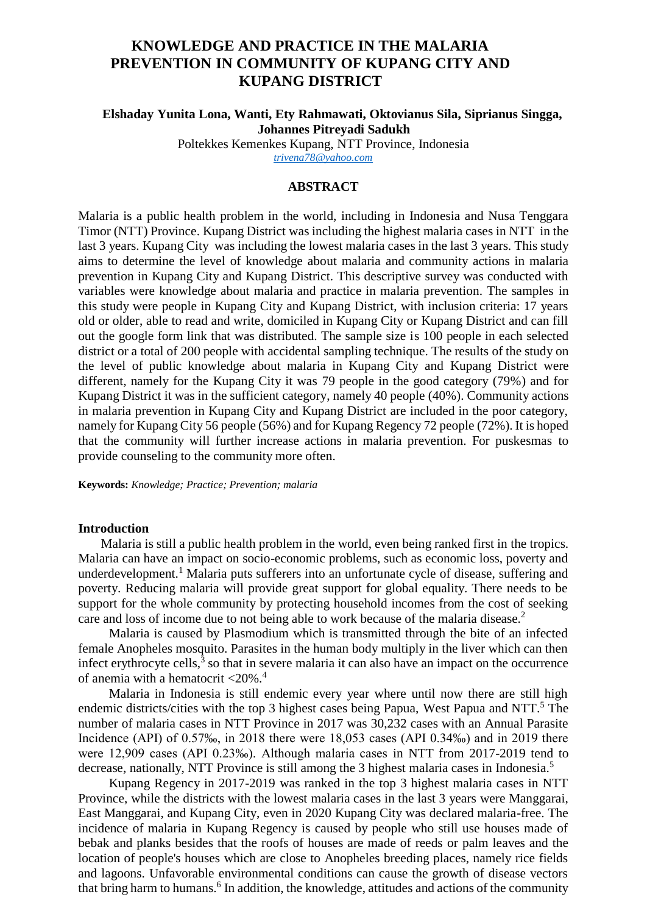# KNOWLEDGE AND PRACTICE IN THE MALARIA PREVENTION IN COMMUNITY OF KUPANG CITY AND KUPANG DISTRICT

**Elshaday Yunita Lona, Wanti, Ety Rahmawati, Oktovianus Sila, Siprianus Singga, Johannes Pitreyadi Sadukh**

Poltekkes Kemenkes Kupang, NTT Province, Indonesia

trivena78@yahoo.com

## ABSTRACT

Malaria is a public health problem in the world, including in Indonesia and Nusa Tenggara Timor (NTT) Province. Kupang District was including the highest malaria cases in NTT in the last 3 years. Kupang City was including the lowest malaria cases in the last 3 years. This study aims to determine the level of knowledge about malaria and community actions in malaria prevention in Kupang City and Kupang District. This descriptive survey was conducted with variables were knowledge about malaria and practice in malaria prevention. The samples in this study were people in Kupang City and Kupang District, with inclusion criteria: 17 years old or older, able to read and write, domiciled in Kupang City or Kupang District and can fill out the google form link that was distributed. The sample size is 100 people in each selected district or a total of 200 people with accidental sampling technique. The results of the study on the level of public knowledge about malaria in Kupang City and Kupang District were different, namely for the Kupang City it was 79 people in the good category (79%) and for Kupang District it was in the sufficient category, namely 40 people (40%). Community actions in malaria prevention in Kupang City and Kupang District are included in the poor category, namely for Kupang City 56 people (56%) and for Kupang Regency 72 people (72%). It is hoped that the community will further increase actions in malaria prevention. For puskesmas to provide counseling to the community more often.

**Keywords:** *Knowledge; Practice; Prevention; malaria*

## Introduction

Malaria is still a public health problem in the world, even being ranked first in the tropics. Malaria can have an impact on socio-economic problems, such as economic loss, poverty and underdevelopment.[1] Malaria puts sufferers into an unfortunate cycle of disease, suffering and poverty. Reducing malaria will provide great support for global equality. There needs to be support for the whole community by protecting household incomes from the cost of seeking care and loss of income due to not being able to work because of the malaria disease.[2]

Malaria is caused by Plasmodium which is transmitted through the bite of an infected female Anopheles mosquito. Parasites in the human body multiply in the liver which can then infect erythrocyte cells,[3] so that in severe malaria it can also have an impact on the occurrence of anemia with a hematocrit <20%.[4]

Malaria in Indonesia is still endemic every year where until now there are still high endemic districts/cities with the top 3 highest cases being Papua, West Papua and NTT.[5] The number of malaria cases in NTT Province in 2017 was 30,232 cases with an Annual Parasite Incidence (API) of 0.57‰, in 2018 there were 18,053 cases (API 0.34‰) and in 2019 there were 12,909 cases (API 0.23‰). Although malaria cases in NTT from 2017-2019 tend to decrease, nationally, NTT Province is still among the 3 highest malaria cases in Indonesia.[5]

Kupang Regency in 2017-2019 was ranked in the top 3 highest malaria cases in NTT Province, while the districts with the lowest malaria cases in the last 3 years were Manggarai, East Manggarai, and Kupang City, even in 2020 Kupang City was declared malaria-free. The incidence of malaria in Kupang Regency is caused by people who still use houses made of bebak and planks besides that the roofs of houses are made of reeds or palm leaves and the location of people's houses which are close to Anopheles breeding places, namely rice fields and lagoons. Unfavorable environmental conditions can cause the growth of disease vectors that bring harm to humans.[6] In addition, the knowledge, attitudes and actions of the community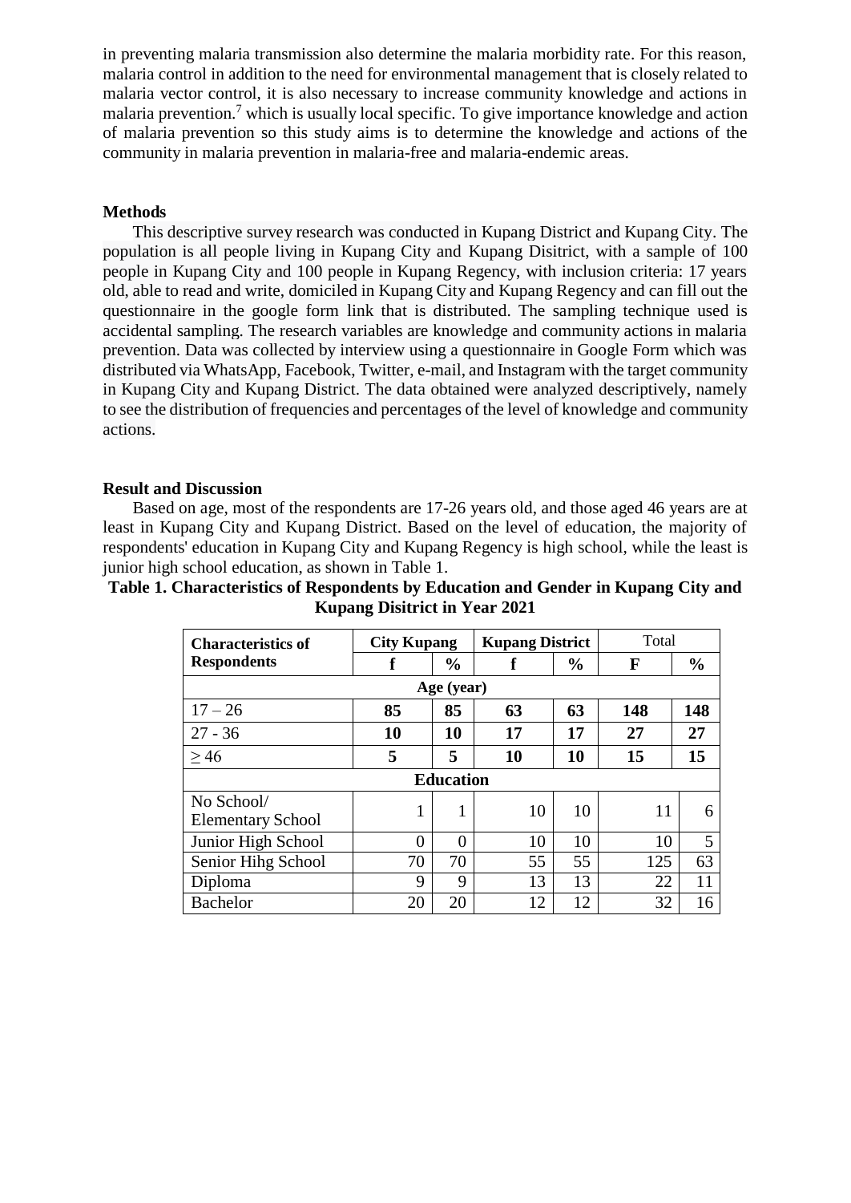in preventing malaria transmission also determine the malaria morbidity rate. For this reason, malaria control in addition to the need for environmental management that is closely related to malaria vector control, it is also necessary to increase community knowledge and actions in malaria prevention.[7] which is usually local specific. To give importance knowledge and action of malaria prevention so this study aims is to determine the knowledge and actions of the community in malaria prevention in malaria-free and malaria-endemic areas.

## Methods

This descriptive survey research was conducted in Kupang District and Kupang City. The population is all people living in Kupang City and Kupang Disitrict, with a sample of 100 people in Kupang City and 100 people in Kupang Regency, with inclusion criteria: 17 years old, able to read and write, domiciled in Kupang City and Kupang Regency and can fill out the questionnaire in the google form link that is distributed. The sampling technique used is accidental sampling. The research variables are knowledge and community actions in malaria prevention. Data was collected by interview using a questionnaire in Google Form which was distributed via WhatsApp, Facebook, Twitter, e-mail, and Instagram with the target community in Kupang City and Kupang District. The data obtained were analyzed descriptively, namely to see the distribution of frequencies and percentages of the level of knowledge and community actions.

## Result and Discussion

Based on age, most of the respondents are 17-26 years old, and those aged 46 years are at least in Kupang City and Kupang District. Based on the level of education, the majority of respondents' education in Kupang City and Kupang Regency is high school, while the least is junior high school education, as shown in Table 1.

**Table 1. Characteristics of Respondents by Education and Gender in Kupang City and Kupang Disitrict in Year 2021**

| Characteristics of Respondents | City Kupang | | Kupang District | | Total | |
|---|---|---|---|---|---|---|
| | f | % | f | % | F | % |
| **Age (year)** | | | | | | |
| 17 – 26 | **85** | **85** | **63** | **63** | **148** | **148** |
| 27 - 36 | **10** | **10** | **17** | **17** | **27** | **27** |
| ≥ 46 | **5** | **5** | **10** | **10** | **15** | **15** |
| **Education** | | | | | | |
| No School/ Elementary School | 1 | 1 | 10 | 10 | 11 | 6 |
| Junior High School | 0 | 0 | 10 | 10 | 10 | 5 |
| Senior Hihg School | 70 | 70 | 55 | 55 | 125 | 63 |
| Diploma | 9 | 9 | 13 | 13 | 22 | 11 |
| Bachelor | 20 | 20 | 12 | 12 | 32 | 16 |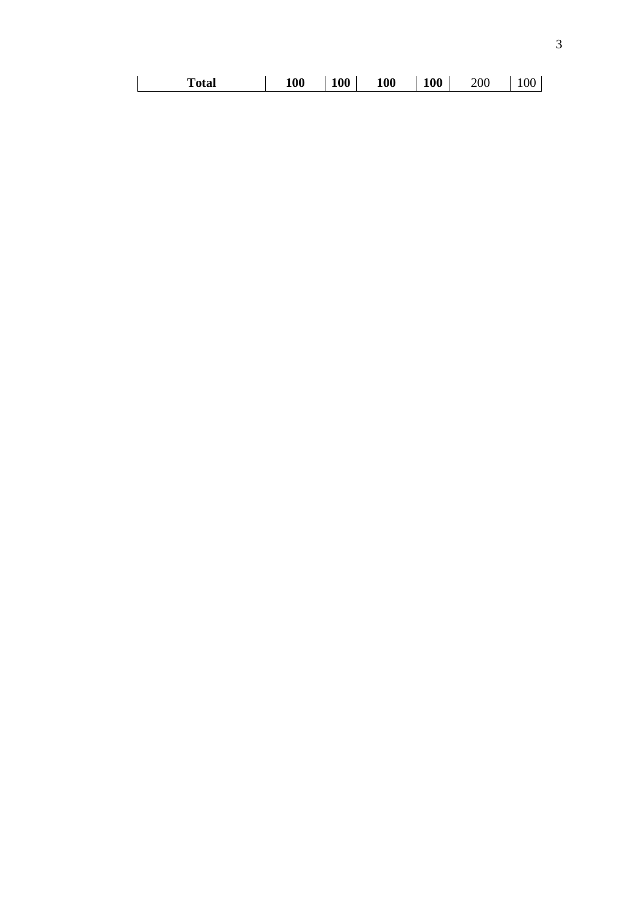| | | | | | | |
|---|---|---|---|---|---|---|
| **Total** | **100** | **100** | **100** | **100** | 200 | 100 |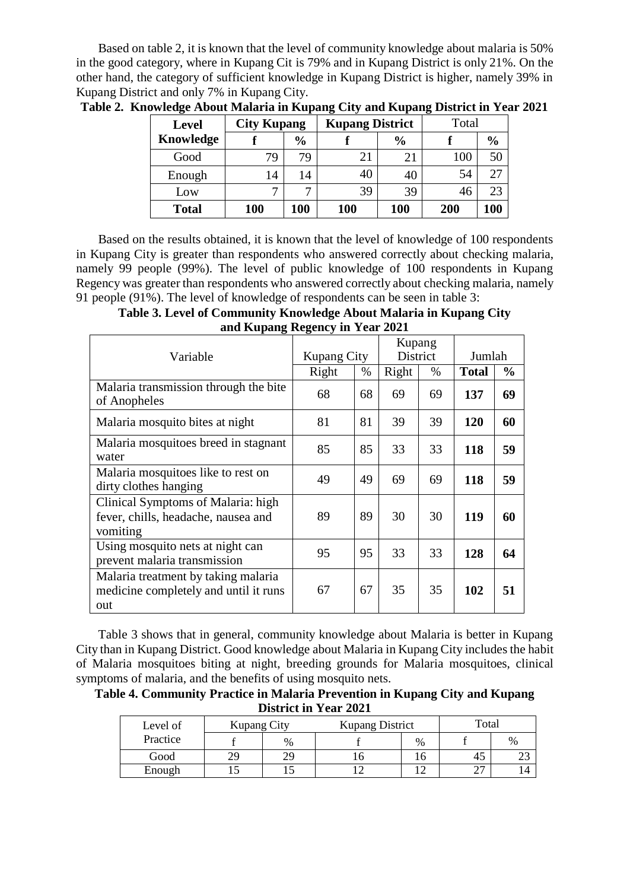Based on table 2, it is known that the level of community knowledge about malaria is 50% in the good category, where in Kupang Cit is 79% and in Kupang District is only 21%. On the other hand, the category of sufficient knowledge in Kupang District is higher, namely 39% in Kupang District and only 7% in Kupang City.

**Table 2. Knowledge About Malaria in Kupang City and Kupang District in Year 2021**

| Level Knowledge | City Kupang | | Kupang District | | Total | |
|---|---|---|---|---|---|---|
| | **f** | **%** | **f** | **%** | **f** | **%** |
| Good | 79 | 79 | 21 | 21 | 100 | 50 |
| Enough | 14 | 14 | 40 | 40 | 54 | 27 |
| Low | 7 | 7 | 39 | 39 | 46 | 23 |
| **Total** | **100** | **100** | **100** | **100** | **200** | **100** |

Based on the results obtained, it is known that the level of knowledge of 100 respondents in Kupang City is greater than respondents who answered correctly about checking malaria, namely 99 people (99%). The level of public knowledge of 100 respondents in Kupang Regency was greater than respondents who answered correctly about checking malaria, namely 91 people (91%). The level of knowledge of respondents can be seen in table 3:

**Table 3. Level of Community Knowledge About Malaria in Kupang City and Kupang Regency in Year 2021**

| Variable | Kupang City | | Kupang District | | Jumlah | |
|---|---|---|---|---|---|---|
| | Right | % | Right | % | **Total** | **%** |
| Malaria transmission through the bite of Anopheles | 68 | 68 | 69 | 69 | **137** | **69** |
| Malaria mosquito bites at night | 81 | 81 | 39 | 39 | **120** | **60** |
| Malaria mosquitoes breed in stagnant water | 85 | 85 | 33 | 33 | **118** | **59** |
| Malaria mosquitoes like to rest on dirty clothes hanging | 49 | 49 | 69 | 69 | **118** | **59** |
| Clinical Symptoms of Malaria: high fever, chills, headache, nausea and vomiting | 89 | 89 | 30 | 30 | **119** | **60** |
| Using mosquito nets at night can prevent malaria transmission | 95 | 95 | 33 | 33 | **128** | **64** |
| Malaria treatment by taking malaria medicine completely and until it runs out | 67 | 67 | 35 | 35 | **102** | **51** |

Table 3 shows that in general, community knowledge about Malaria is better in Kupang City than in Kupang District. Good knowledge about Malaria in Kupang City includes the habit of Malaria mosquitoes biting at night, breeding grounds for Malaria mosquitoes, clinical symptoms of malaria, and the benefits of using mosquito nets.

**Table 4. Community Practice in Malaria Prevention in Kupang City and Kupang District in Year 2021**

| Level of Practice | Kupang City | | Kupang District | | Total | |
|---|---|---|---|---|---|---|
| | f | % | f | % | f | % |
| Good | 29 | 29 | 16 | 16 | 45 | 23 |
| Enough | 15 | 15 | 12 | 12 | 27 | 14 |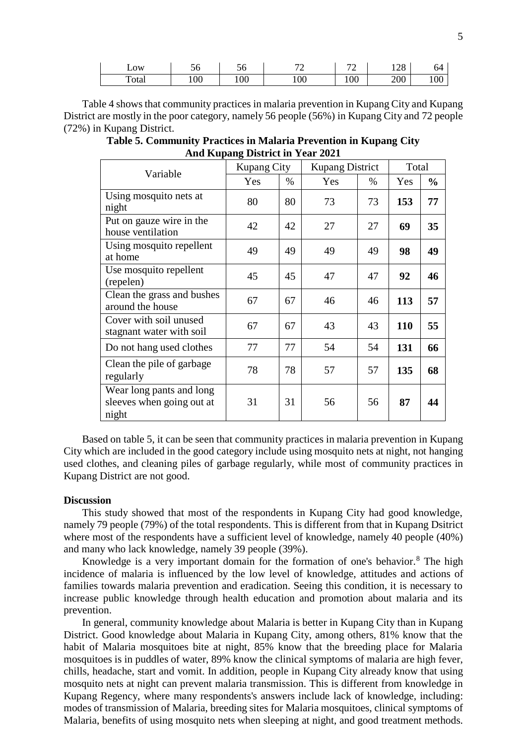| Low | 56 | 56 | 72 | 72 | 128 | 64 |
|---|---|---|---|---|---|---|
| Total | 100 | 100 | 100 | 100 | 200 | 100 |

Table 4 shows that community practices in malaria prevention in Kupang City and Kupang District are mostly in the poor category, namely 56 people (56%) in Kupang City and 72 people (72%) in Kupang District.

**Table 5. Community Practices in Malaria Prevention in Kupang City And Kupang District in Year 2021**

| Variable | Kupang City | | Kupang District | | Total | |
|---|---|---|---|---|---|---|
| | Yes | % | Yes | % | Yes | **%** |
| Using mosquito nets at night | 80 | 80 | 73 | 73 | **153** | **77** |
| Put on gauze wire in the house ventilation | 42 | 42 | 27 | 27 | **69** | **35** |
| Using mosquito repellent at home | 49 | 49 | 49 | 49 | **98** | **49** |
| Use mosquito repellent (repelen) | 45 | 45 | 47 | 47 | **92** | **46** |
| Clean the grass and bushes around the house | 67 | 67 | 46 | 46 | **113** | **57** |
| Cover with soil unused stagnant water with soil | 67 | 67 | 43 | 43 | **110** | **55** |
| Do not hang used clothes | 77 | 77 | 54 | 54 | **131** | **66** |
| Clean the pile of garbage regularly | 78 | 78 | 57 | 57 | **135** | **68** |
| Wear long pants and long sleeves when going out at night | 31 | 31 | 56 | 56 | **87** | **44** |

Based on table 5, it can be seen that community practices in malaria prevention in Kupang City which are included in the good category include using mosquito nets at night, not hanging used clothes, and cleaning piles of garbage regularly, while most of community practices in Kupang District are not good.

**Discussion**

This study showed that most of the respondents in Kupang City had good knowledge, namely 79 people (79%) of the total respondents. This is different from that in Kupang Dsitrict where most of the respondents have a sufficient level of knowledge, namely 40 people (40%) and many who lack knowledge, namely 39 people (39%).

Knowledge is a very important domain for the formation of one's behavior.[8] The high incidence of malaria is influenced by the low level of knowledge, attitudes and actions of families towards malaria prevention and eradication. Seeing this condition, it is necessary to increase public knowledge through health education and promotion about malaria and its prevention.

In general, community knowledge about Malaria is better in Kupang City than in Kupang District. Good knowledge about Malaria in Kupang City, among others, 81% know that the habit of Malaria mosquitoes bite at night, 85% know that the breeding place for Malaria mosquitoes is in puddles of water, 89% know the clinical symptoms of malaria are high fever, chills, headache, start and vomit. In addition, people in Kupang City already know that using mosquito nets at night can prevent malaria transmission. This is different from knowledge in Kupang Regency, where many respondents's answers include lack of knowledge, including: modes of transmission of Malaria, breeding sites for Malaria mosquitoes, clinical symptoms of Malaria, benefits of using mosquito nets when sleeping at night, and good treatment methods.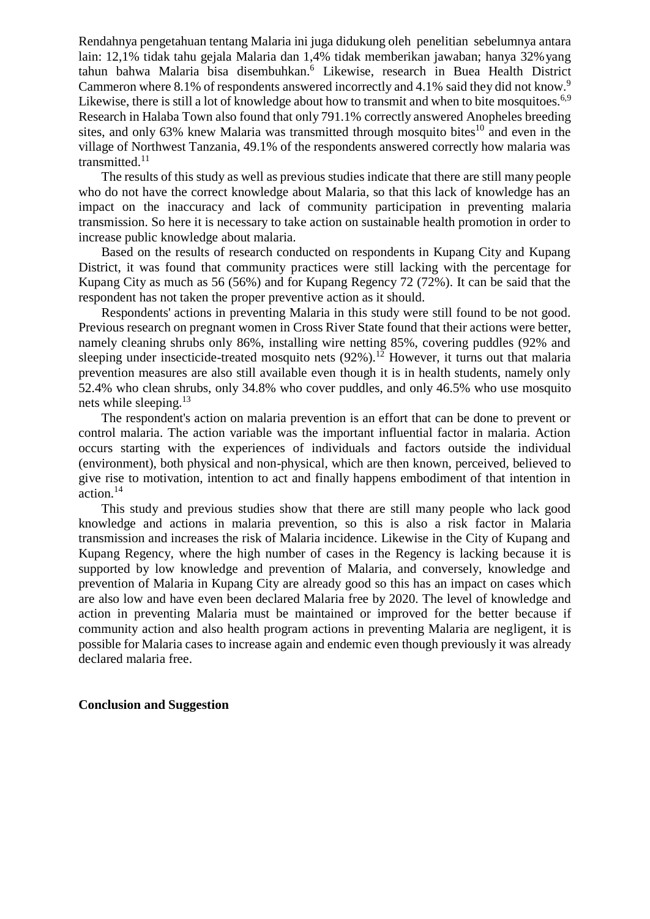Rendahnya pengetahuan tentang Malaria ini juga didukung oleh penelitian sebelumnya antara lain: 12,1% tidak tahu gejala Malaria dan 1,4% tidak memberikan jawaban; hanya 32% yang tahun bahwa Malaria bisa disembuhkan.[6] Likewise, research in Buea Health District Cammeron where 8.1% of respondents answered incorrectly and 4.1% said they did not know.[9] Likewise, there is still a lot of knowledge about how to transmit and when to bite mosquitoes.[6,9] Research in Halaba Town also found that only 791.1% correctly answered Anopheles breeding sites, and only 63% knew Malaria was transmitted through mosquito bites[10] and even in the village of Northwest Tanzania, 49.1% of the respondents answered correctly how malaria was transmitted.[11]

The results of this study as well as previous studies indicate that there are still many people who do not have the correct knowledge about Malaria, so that this lack of knowledge has an impact on the inaccuracy and lack of community participation in preventing malaria transmission. So here it is necessary to take action on sustainable health promotion in order to increase public knowledge about malaria.

Based on the results of research conducted on respondents in Kupang City and Kupang District, it was found that community practices were still lacking with the percentage for Kupang City as much as 56 (56%) and for Kupang Regency 72 (72%). It can be said that the respondent has not taken the proper preventive action as it should.

Respondents' actions in preventing Malaria in this study were still found to be not good. Previous research on pregnant women in Cross River State found that their actions were better, namely cleaning shrubs only 86%, installing wire netting 85%, covering puddles (92% and sleeping under insecticide-treated mosquito nets (92%).[12] However, it turns out that malaria prevention measures are also still available even though it is in health students, namely only 52.4% who clean shrubs, only 34.8% who cover puddles, and only 46.5% who use mosquito nets while sleeping.[13]

The respondent's action on malaria prevention is an effort that can be done to prevent or control malaria. The action variable was the important influential factor in malaria. Action occurs starting with the experiences of individuals and factors outside the individual (environment), both physical and non-physical, which are then known, perceived, believed to give rise to motivation, intention to act and finally happens embodiment of that intention in action.[14]

This study and previous studies show that there are still many people who lack good knowledge and actions in malaria prevention, so this is also a risk factor in Malaria transmission and increases the risk of Malaria incidence. Likewise in the City of Kupang and Kupang Regency, where the high number of cases in the Regency is lacking because it is supported by low knowledge and prevention of Malaria, and conversely, knowledge and prevention of Malaria in Kupang City are already good so this has an impact on cases which are also low and have even been declared Malaria free by 2020. The level of knowledge and action in preventing Malaria must be maintained or improved for the better because if community action and also health program actions in preventing Malaria are negligent, it is possible for Malaria cases to increase again and endemic even though previously it was already declared malaria free.

**Conclusion and Suggestion**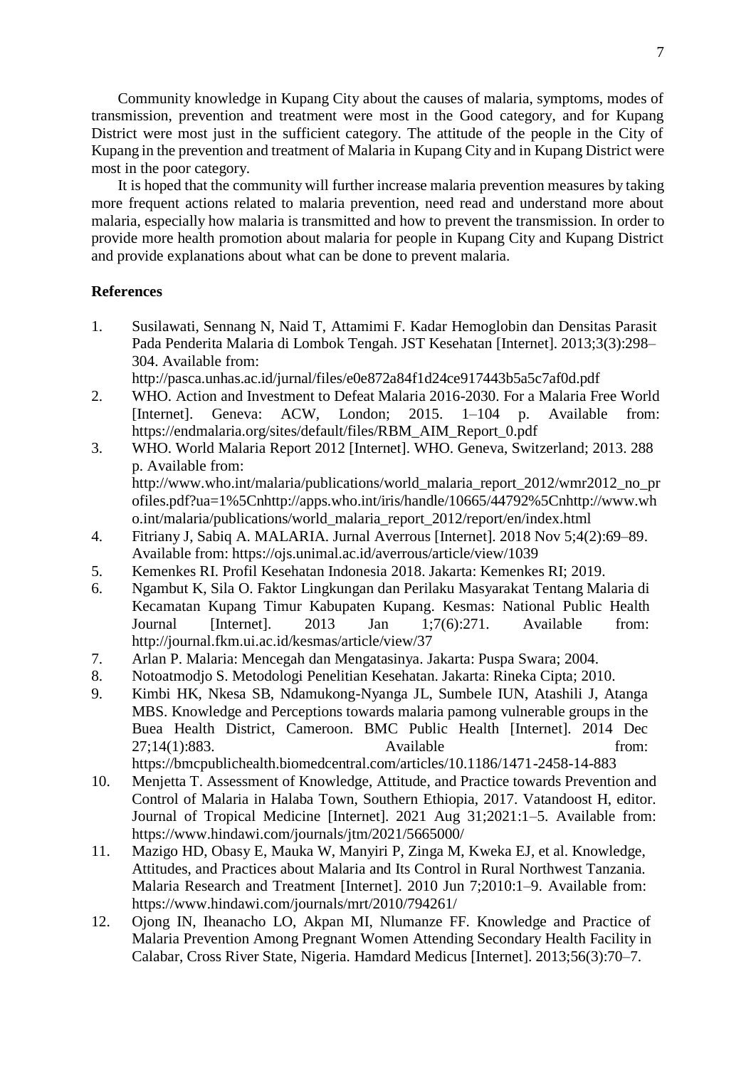Community knowledge in Kupang City about the causes of malaria, symptoms, modes of transmission, prevention and treatment were most in the Good category, and for Kupang District were most just in the sufficient category. The attitude of the people in the City of Kupang in the prevention and treatment of Malaria in Kupang City and in Kupang District were most in the poor category.

It is hoped that the community will further increase malaria prevention measures by taking more frequent actions related to malaria prevention, need read and understand more about malaria, especially how malaria is transmitted and how to prevent the transmission. In order to provide more health promotion about malaria for people in Kupang City and Kupang District and provide explanations about what can be done to prevent malaria.

## References

1. Susilawati, Sennang N, Naid T, Attamimi F. Kadar Hemoglobin dan Densitas Parasit Pada Penderita Malaria di Lombok Tengah. JST Kesehatan [Internet]. 2013;3(3):298–304. Available from: http://pasca.unhas.ac.id/jurnal/files/e0e872a84f1d24ce917443b5a5c7af0d.pdf
2. WHO. Action and Investment to Defeat Malaria 2016-2030. For a Malaria Free World [Internet]. Geneva: ACW, London; 2015. 1–104 p. Available from: https://endmalaria.org/sites/default/files/RBM_AIM_Report_0.pdf
3. WHO. World Malaria Report 2012 [Internet]. WHO. Geneva, Switzerland; 2013. 288 p. Available from: http://www.who.int/malaria/publications/world_malaria_report_2012/wmr2012_no_profiles.pdf?ua=1%5Cnhttp://apps.who.int/iris/handle/10665/44792%5Cnhttp://www.who.int/malaria/publications/world_malaria_report_2012/report/en/index.html
4. Fitriany J, Sabiq A. MALARIA. Jurnal Averrous [Internet]. 2018 Nov 5;4(2):69–89. Available from: https://ojs.unimal.ac.id/averrous/article/view/1039
5. Kemenkes RI. Profil Kesehatan Indonesia 2018. Jakarta: Kemenkes RI; 2019.
6. Ngambut K, Sila O. Faktor Lingkungan dan Perilaku Masyarakat Tentang Malaria di Kecamatan Kupang Timur Kabupaten Kupang. Kesmas: National Public Health Journal [Internet]. 2013 Jan 1;7(6):271. Available from: http://journal.fkm.ui.ac.id/kesmas/article/view/37
7. Arlan P. Malaria: Mencegah dan Mengatasinya. Jakarta: Puspa Swara; 2004.
8. Notoatmodjo S. Metodologi Penelitian Kesehatan. Jakarta: Rineka Cipta; 2010.
9. Kimbi HK, Nkesa SB, Ndamukong-Nyanga JL, Sumbele IUN, Atashili J, Atanga MBS. Knowledge and Perceptions towards malaria pamong vulnerable groups in the Buea Health District, Cameroon. BMC Public Health [Internet]. 2014 Dec 27;14(1):883. Available from: https://bmcpublichealth.biomedcentral.com/articles/10.1186/1471-2458-14-883
10. Menjetta T. Assessment of Knowledge, Attitude, and Practice towards Prevention and Control of Malaria in Halaba Town, Southern Ethiopia, 2017. Vatandoost H, editor. Journal of Tropical Medicine [Internet]. 2021 Aug 31;2021:1–5. Available from: https://www.hindawi.com/journals/jtm/2021/5665000/
11. Mazigo HD, Obasy E, Mauka W, Manyiri P, Zinga M, Kweka EJ, et al. Knowledge, Attitudes, and Practices about Malaria and Its Control in Rural Northwest Tanzania. Malaria Research and Treatment [Internet]. 2010 Jun 7;2010:1–9. Available from: https://www.hindawi.com/journals/mrt/2010/794261/
12. Ojong IN, Iheanacho LO, Akpan MI, Nlumanze FF. Knowledge and Practice of Malaria Prevention Among Pregnant Women Attending Secondary Health Facility in Calabar, Cross River State, Nigeria. Hamdard Medicus [Internet]. 2013;56(3):70–7.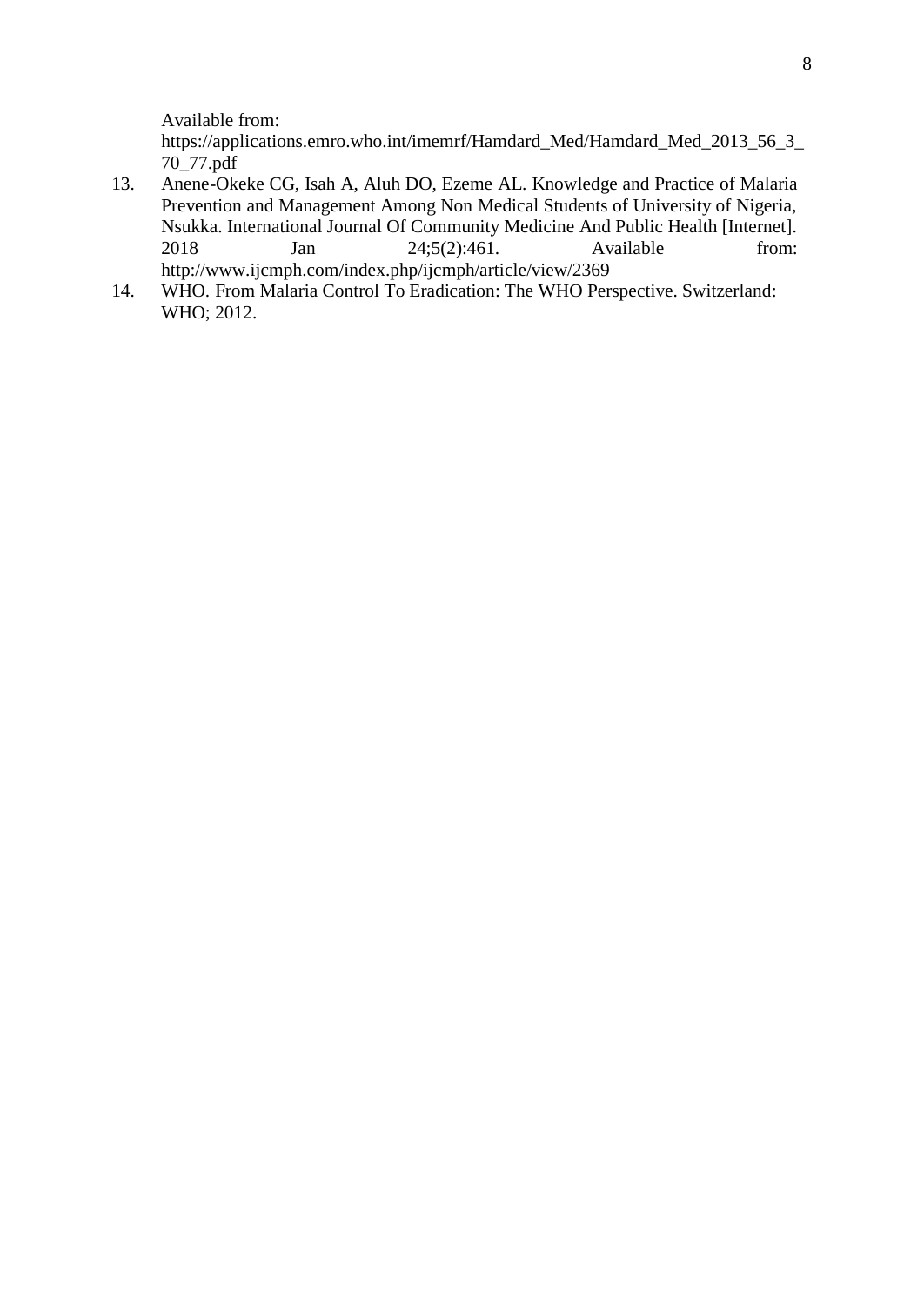Available from: https://applications.emro.who.int/imemrf/Hamdard_Med/Hamdard_Med_2013_56_3_70_77.pdf

13. Anene-Okeke CG, Isah A, Aluh DO, Ezeme AL. Knowledge and Practice of Malaria Prevention and Management Among Non Medical Students of University of Nigeria, Nsukka. International Journal Of Community Medicine And Public Health [Internet]. 2018 Jan 24;5(2):461. Available from: http://www.ijcmph.com/index.php/ijcmph/article/view/2369
14. WHO. From Malaria Control To Eradication: The WHO Perspective. Switzerland: WHO; 2012.